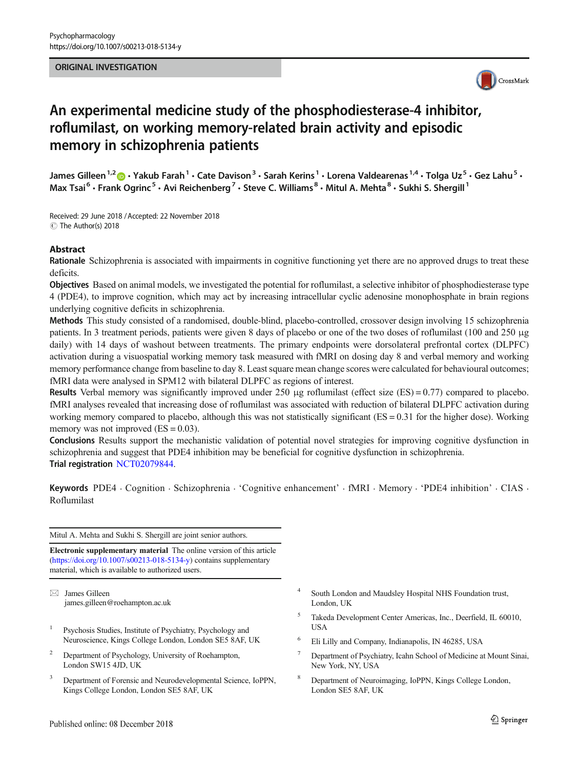ORIGINAL INVESTIGATION

# An experimental medicine study of the phosphodiesterase-4 inhibitor, roflumilast, on working memory-related brain activity and episodic memory in schizophrenia patients

James Gilleen[1,2] · Yakub Farah[1] · Cate Davison[3] · Sarah Kerins[1] · Lorena Valdearenas[1,4] · Tolga Uz[5] · Gez Lahu[5] · Max Tsai[6] · Frank Ogrinc[5] · Avi Reichenberg[7] · Steve C. Williams[8] · Mitul A. Mehta[8] · Sukhi S. Shergill[1]

Received: 29 June 2018 / Accepted: 22 November 2018
© The Author(s) 2018

## Abstract

**Rationale** Schizophrenia is associated with impairments in cognitive functioning yet there are no approved drugs to treat these deficits.

**Objectives** Based on animal models, we investigated the potential for roflumilast, a selective inhibitor of phosphodiesterase type 4 (PDE4), to improve cognition, which may act by increasing intracellular cyclic adenosine monophosphate in brain regions underlying cognitive deficits in schizophrenia.

**Methods** This study consisted of a randomised, double-blind, placebo-controlled, crossover design involving 15 schizophrenia patients. In 3 treatment periods, patients were given 8 days of placebo or one of the two doses of roflumilast (100 and 250 μg daily) with 14 days of washout between treatments. The primary endpoints were dorsolateral prefrontal cortex (DLPFC) activation during a visuospatial working memory task measured with fMRI on dosing day 8 and verbal memory and working memory performance change from baseline to day 8. Least square mean change scores were calculated for behavioural outcomes; fMRI data were analysed in SPM12 with bilateral DLPFC as regions of interest.

**Results** Verbal memory was significantly improved under 250 μg roflumilast (effect size (ES) = 0.77) compared to placebo. fMRI analyses revealed that increasing dose of roflumilast was associated with reduction of bilateral DLPFC activation during working memory compared to placebo, although this was not statistically significant (ES = 0.31 for the higher dose). Working memory was not improved (ES = 0.03).

**Conclusions** Results support the mechanistic validation of potential novel strategies for improving cognitive dysfunction in schizophrenia and suggest that PDE4 inhibition may be beneficial for cognitive dysfunction in schizophrenia.

**Trial registration** NCT02079844.

**Keywords** PDE4 · Cognition · Schizophrenia · 'Cognitive enhancement' · fMRI · Memory · 'PDE4 inhibition' · CIAS · Roflumilast

---

Mitul A. Mehta and Sukhi S. Shergill are joint senior authors.

**Electronic supplementary material** The online version of this article (https://doi.org/10.1007/s00213-018-5134-y) contains supplementary material, which is available to authorized users.

✉ James Gilleen
james.gilleen@roehampton.ac.uk

[1] Psychosis Studies, Institute of Psychiatry, Psychology and Neuroscience, Kings College London, London SE5 8AF, UK

[2] Department of Psychology, University of Roehampton, London SW15 4JD, UK

[3] Department of Forensic and Neurodevelopmental Science, IoPPN, Kings College London, London SE5 8AF, UK

[4] South London and Maudsley Hospital NHS Foundation trust, London, UK

[5] Takeda Development Center Americas, Inc., Deerfield, IL 60010, USA

[6] Eli Lilly and Company, Indianapolis, IN 46285, USA

[7] Department of Psychiatry, Icahn School of Medicine at Mount Sinai, New York, NY, USA

[8] Department of Neuroimaging, IoPPN, Kings College London, London SE5 8AF, UK

Published online: 08 December 2018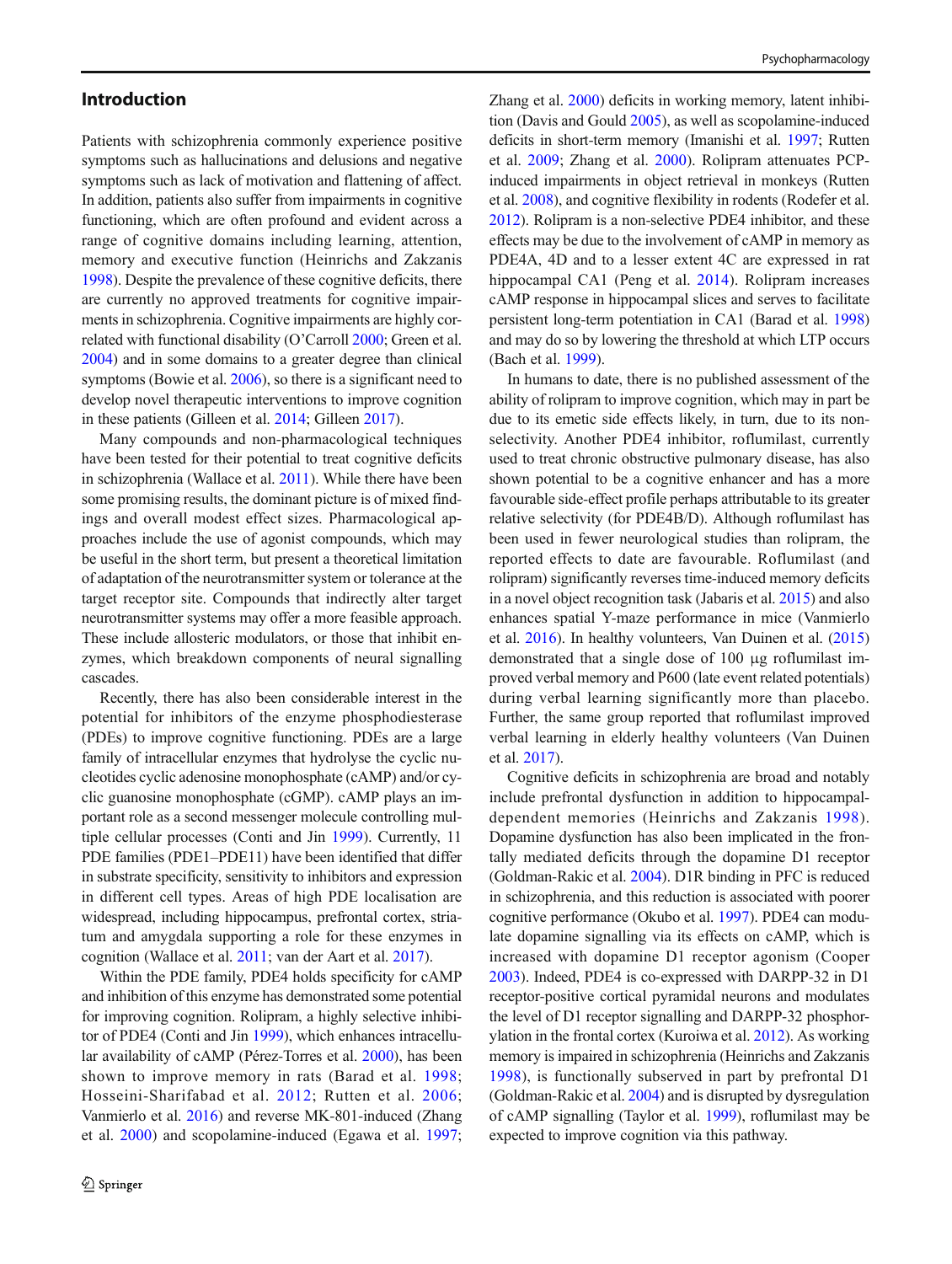## Introduction

Patients with schizophrenia commonly experience positive symptoms such as hallucinations and delusions and negative symptoms such as lack of motivation and flattening of affect. In addition, patients also suffer from impairments in cognitive functioning, which are often profound and evident across a range of cognitive domains including learning, attention, memory and executive function (Heinrichs and Zakzanis 1998). Despite the prevalence of these cognitive deficits, there are currently no approved treatments for cognitive impairments in schizophrenia. Cognitive impairments are highly correlated with functional disability (O'Carroll 2000; Green et al. 2004) and in some domains to a greater degree than clinical symptoms (Bowie et al. 2006), so there is a significant need to develop novel therapeutic interventions to improve cognition in these patients (Gilleen et al. 2014; Gilleen 2017).

Many compounds and non-pharmacological techniques have been tested for their potential to treat cognitive deficits in schizophrenia (Wallace et al. 2011). While there have been some promising results, the dominant picture is of mixed findings and overall modest effect sizes. Pharmacological approaches include the use of agonist compounds, which may be useful in the short term, but present a theoretical limitation of adaptation of the neurotransmitter system or tolerance at the target receptor site. Compounds that indirectly alter target neurotransmitter systems may offer a more feasible approach. These include allosteric modulators, or those that inhibit enzymes, which breakdown components of neural signalling cascades.

Recently, there has also been considerable interest in the potential for inhibitors of the enzyme phosphodiesterase (PDEs) to improve cognitive functioning. PDEs are a large family of intracellular enzymes that hydrolyse the cyclic nucleotides cyclic adenosine monophosphate (cAMP) and/or cyclic guanosine monophosphate (cGMP). cAMP plays an important role as a second messenger molecule controlling multiple cellular processes (Conti and Jin 1999). Currently, 11 PDE families (PDE1–PDE11) have been identified that differ in substrate specificity, sensitivity to inhibitors and expression in different cell types. Areas of high PDE localisation are widespread, including hippocampus, prefrontal cortex, striatum and amygdala supporting a role for these enzymes in cognition (Wallace et al. 2011; van der Aart et al. 2017).

Within the PDE family, PDE4 holds specificity for cAMP and inhibition of this enzyme has demonstrated some potential for improving cognition. Rolipram, a highly selective inhibitor of PDE4 (Conti and Jin 1999), which enhances intracellular availability of cAMP (Pérez-Torres et al. 2000), has been shown to improve memory in rats (Barad et al. 1998; Hosseini-Sharifabad et al. 2012; Rutten et al. 2006; Vanmierlo et al. 2016) and reverse MK-801-induced (Zhang et al. 2000) and scopolamine-induced (Egawa et al. 1997; Zhang et al. 2000) deficits in working memory, latent inhibition (Davis and Gould 2005), as well as scopolamine-induced deficits in short-term memory (Imanishi et al. 1997; Rutten et al. 2009; Zhang et al. 2000). Rolipram attenuates PCP-induced impairments in object retrieval in monkeys (Rutten et al. 2008), and cognitive flexibility in rodents (Rodefer et al. 2012). Rolipram is a non-selective PDE4 inhibitor, and these effects may be due to the involvement of cAMP in memory as PDE4A, 4D and to a lesser extent 4C are expressed in rat hippocampal CA1 (Peng et al. 2014). Rolipram increases cAMP response in hippocampal slices and serves to facilitate persistent long-term potentiation in CA1 (Barad et al. 1998) and may do so by lowering the threshold at which LTP occurs (Bach et al. 1999).

In humans to date, there is no published assessment of the ability of rolipram to improve cognition, which may in part be due to its emetic side effects likely, in turn, due to its non-selectivity. Another PDE4 inhibitor, roflumilast, currently used to treat chronic obstructive pulmonary disease, has also shown potential to be a cognitive enhancer and has a more favourable side-effect profile perhaps attributable to its greater relative selectivity (for PDE4B/D). Although roflumilast has been used in fewer neurological studies than rolipram, the reported effects to date are favourable. Roflumilast (and rolipram) significantly reverses time-induced memory deficits in a novel object recognition task (Jabaris et al. 2015) and also enhances spatial Y-maze performance in mice (Vanmierlo et al. 2016). In healthy volunteers, Van Duinen et al. (2015) demonstrated that a single dose of 100 μg roflumilast improved verbal memory and P600 (late event related potentials) during verbal learning significantly more than placebo. Further, the same group reported that roflumilast improved verbal learning in elderly healthy volunteers (Van Duinen et al. 2017).

Cognitive deficits in schizophrenia are broad and notably include prefrontal dysfunction in addition to hippocampal-dependent memories (Heinrichs and Zakzanis 1998). Dopamine dysfunction has also been implicated in the frontally mediated deficits through the dopamine D1 receptor (Goldman-Rakic et al. 2004). D1R binding in PFC is reduced in schizophrenia, and this reduction is associated with poorer cognitive performance (Okubo et al. 1997). PDE4 can modulate dopamine signalling via its effects on cAMP, which is increased with dopamine D1 receptor agonism (Cooper 2003). Indeed, PDE4 is co-expressed with DARPP-32 in D1 receptor-positive cortical pyramidal neurons and modulates the level of D1 receptor signalling and DARPP-32 phosphorylation in the frontal cortex (Kuroiwa et al. 2012). As working memory is impaired in schizophrenia (Heinrichs and Zakzanis 1998), is functionally subserved in part by prefrontal D1 (Goldman-Rakic et al. 2004) and is disrupted by dysregulation of cAMP signalling (Taylor et al. 1999), roflumilast may be expected to improve cognition via this pathway.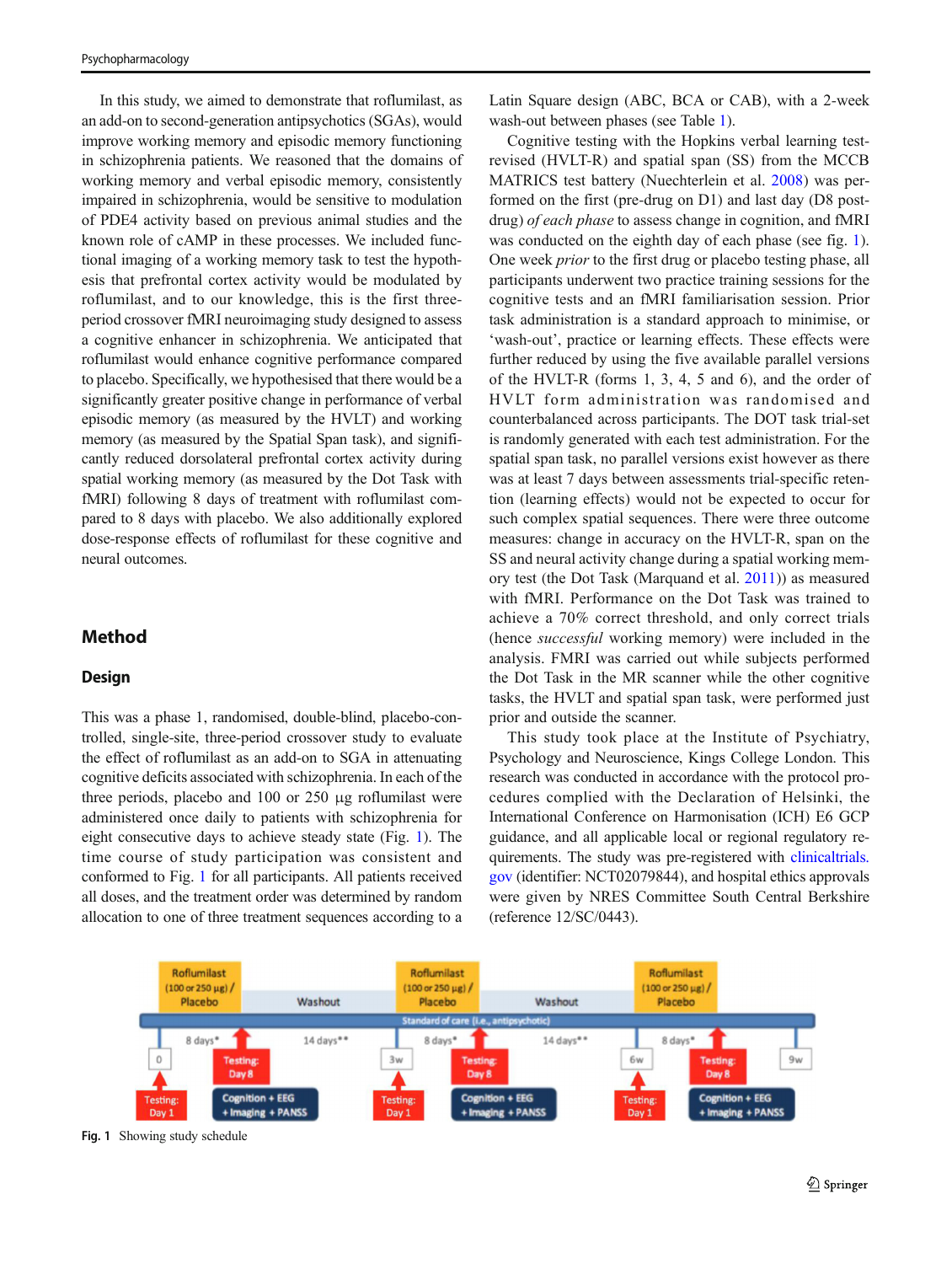In this study, we aimed to demonstrate that roflumilast, as an add-on to second-generation antipsychotics (SGAs), would improve working memory and episodic memory functioning in schizophrenia patients. We reasoned that the domains of working memory and verbal episodic memory, consistently impaired in schizophrenia, would be sensitive to modulation of PDE4 activity based on previous animal studies and the known role of cAMP in these processes. We included functional imaging of a working memory task to test the hypothesis that prefrontal cortex activity would be modulated by roflumilast, and to our knowledge, this is the first three-period crossover fMRI neuroimaging study designed to assess a cognitive enhancer in schizophrenia. We anticipated that roflumilast would enhance cognitive performance compared to placebo. Specifically, we hypothesised that there would be a significantly greater positive change in performance of verbal episodic memory (as measured by the HVLT) and working memory (as measured by the Spatial Span task), and significantly reduced dorsolateral prefrontal cortex activity during spatial working memory (as measured by the Dot Task with fMRI) following 8 days of treatment with roflumilast compared to 8 days with placebo. We also additionally explored dose-response effects of roflumilast for these cognitive and neural outcomes.

## Method

### Design

This was a phase 1, randomised, double-blind, placebo-controlled, single-site, three-period crossover study to evaluate the effect of roflumilast as an add-on to SGA in attenuating cognitive deficits associated with schizophrenia. In each of the three periods, placebo and 100 or 250 μg roflumilast were administered once daily to patients with schizophrenia for eight consecutive days to achieve steady state (Fig. 1). The time course of study participation was consistent and conformed to Fig. 1 for all participants. All patients received all doses, and the treatment order was determined by random allocation to one of three treatment sequences according to a Latin Square design (ABC, BCA or CAB), with a 2-week wash-out between phases (see Table 1).

Cognitive testing with the Hopkins verbal learning test-revised (HVLT-R) and spatial span (SS) from the MCCB MATRICS test battery (Nuechterlein et al. 2008) was performed on the first (pre-drug on D1) and last day (D8 post-drug) *of each phase* to assess change in cognition, and fMRI was conducted on the eighth day of each phase (see fig. 1). One week *prior* to the first drug or placebo testing phase, all participants underwent two practice training sessions for the cognitive tests and an fMRI familiarisation session. Prior task administration is a standard approach to minimise, or 'wash-out', practice or learning effects. These effects were further reduced by using the five available parallel versions of the HVLT-R (forms 1, 3, 4, 5 and 6), and the order of HVLT form administration was randomised and counterbalanced across participants. The DOT task trial-set is randomly generated with each test administration. For the spatial span task, no parallel versions exist however as there was at least 7 days between assessments trial-specific retention (learning effects) would not be expected to occur for such complex spatial sequences. There were three outcome measures: change in accuracy on the HVLT-R, span on the SS and neural activity change during a spatial working memory test (the Dot Task (Marquand et al. 2011)) as measured with fMRI. Performance on the Dot Task was trained to achieve a 70% correct threshold, and only correct trials (hence *successful* working memory) were included in the analysis. FMRI was carried out while subjects performed the Dot Task in the MR scanner while the other cognitive tasks, the HVLT and spatial span task, were performed just prior and outside the scanner.

This study took place at the Institute of Psychiatry, Psychology and Neuroscience, Kings College London. This research was conducted in accordance with the protocol procedures complied with the Declaration of Helsinki, the International Conference on Harmonisation (ICH) E6 GCP guidance, and all applicable local or regional regulatory requirements. The study was pre-registered with clinicaltrials.gov (identifier: NCT02079844), and hospital ethics approvals were given by NRES Committee South Central Berkshire (reference 12/SC/0443).

Roflumilast (100 or 250 μg) / Placebo — Washout — Roflumilast (100 or 250 μg) / Placebo — Washout — Roflumilast (100 or 250 μg) / Placebo

Standard of care (i.e., antipsychotic)

0 — 8 days* — 14 days** — 3w — 8 days* — 14 days** — 6w — 8 days* — 9w

Testing: Day 1 — Testing: Day 8 (Cognition + EEG + Imaging + PANSS)

**Fig. 1** Showing study schedule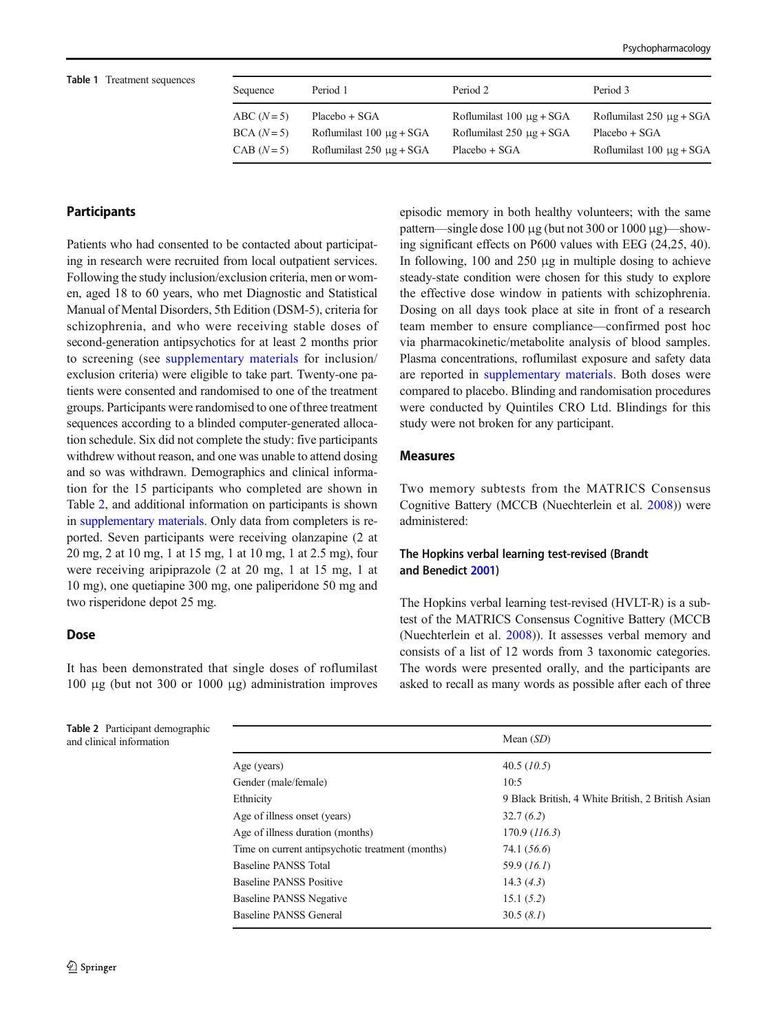**Table 1** Treatment sequences

| Sequence | Period 1 | Period 2 | Period 3 |
|---|---|---|---|
| ABC (*N* = 5) | Placebo + SGA | Roflumilast 100 μg + SGA | Roflumilast 250 μg + SGA |
| BCA (*N* = 5) | Roflumilast 100 μg + SGA | Roflumilast 250 μg + SGA | Placebo + SGA |
| CAB (*N* = 5) | Roflumilast 250 μg + SGA | Placebo + SGA | Roflumilast 100 μg + SGA |

## Participants

Patients who had consented to be contacted about participating in research were recruited from local outpatient services. Following the study inclusion/exclusion criteria, men or women, aged 18 to 60 years, who met Diagnostic and Statistical Manual of Mental Disorders, 5th Edition (DSM-5), criteria for schizophrenia, and who were receiving stable doses of second-generation antipsychotics for at least 2 months prior to screening (see supplementary materials for inclusion/exclusion criteria) were eligible to take part. Twenty-one patients were consented and randomised to one of the treatment groups. Participants were randomised to one of three treatment sequences according to a blinded computer-generated allocation schedule. Six did not complete the study: five participants withdrew without reason, and one was unable to attend dosing and so was withdrawn. Demographics and clinical information for the 15 participants who completed are shown in Table 2, and additional information on participants is shown in supplementary materials. Only data from completers is reported. Seven participants were receiving olanzapine (2 at 20 mg, 2 at 10 mg, 1 at 15 mg, 1 at 10 mg, 1 at 2.5 mg), four were receiving aripiprazole (2 at 20 mg, 1 at 15 mg, 1 at 10 mg), one quetiapine 300 mg, one paliperidone 50 mg and two risperidone depot 25 mg.

## Dose

It has been demonstrated that single doses of roflumilast 100 μg (but not 300 or 1000 μg) administration improves episodic memory in both healthy volunteers; with the same pattern—single dose 100 μg (but not 300 or 1000 μg)—showing significant effects on P600 values with EEG (24,25, 40). In following, 100 and 250 μg in multiple dosing to achieve steady-state condition were chosen for this study to explore the effective dose window in patients with schizophrenia. Dosing on all days took place at site in front of a research team member to ensure compliance—confirmed post hoc via pharmacokinetic/metabolite analysis of blood samples. Plasma concentrations, roflumilast exposure and safety data are reported in supplementary materials. Both doses were compared to placebo. Blinding and randomisation procedures were conducted by Quintiles CRO Ltd. Blindings for this study were not broken for any participant.

## Measures

Two memory subtests from the MATRICS Consensus Cognitive Battery (MCCB (Nuechterlein et al. 2008)) were administered:

### The Hopkins verbal learning test-revised (Brandt and Benedict 2001)

The Hopkins verbal learning test-revised (HVLT-R) is a subtest of the MATRICS Consensus Cognitive Battery (MCCB (Nuechterlein et al. 2008)). It assesses verbal memory and consists of a list of 12 words from 3 taxonomic categories. The words were presented orally, and the participants are asked to recall as many words as possible after each of three

**Table 2** Participant demographic and clinical information

| | Mean (*SD*) |
|---|---|
| Age (years) | 40.5 (*10.5*) |
| Gender (male/female) | 10:5 |
| Ethnicity | 9 Black British, 4 White British, 2 British Asian |
| Age of illness onset (years) | 32.7 (*6.2*) |
| Age of illness duration (months) | 170.9 (*116.3*) |
| Time on current antipsychotic treatment (months) | 74.1 (*56.6*) |
| Baseline PANSS Total | 59.9 (*16.1*) |
| Baseline PANSS Positive | 14.3 (*4.3*) |
| Baseline PANSS Negative | 15.1 (*5.2*) |
| Baseline PANSS General | 30.5 (*8.1*) |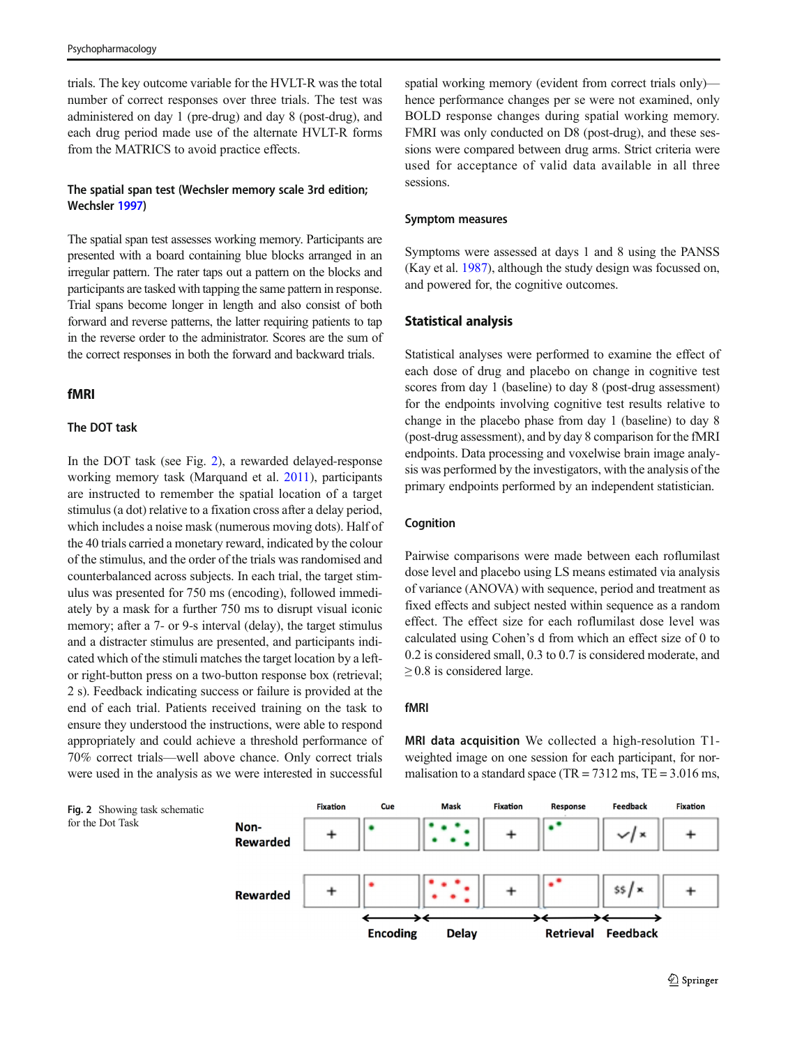trials. The key outcome variable for the HVLT-R was the total number of correct responses over three trials. The test was administered on day 1 (pre-drug) and day 8 (post-drug), and each drug period made use of the alternate HVLT-R forms from the MATRICS to avoid practice effects.

### The spatial span test (Wechsler memory scale 3rd edition; Wechsler 1997)

The spatial span test assesses working memory. Participants are presented with a board containing blue blocks arranged in an irregular pattern. The rater taps out a pattern on the blocks and participants are tasked with tapping the same pattern in response. Trial spans become longer in length and also consist of both forward and reverse patterns, the latter requiring patients to tap in the reverse order to the administrator. Scores are the sum of the correct responses in both the forward and backward trials.

### fMRI

### The DOT task

In the DOT task (see Fig. 2), a rewarded delayed-response working memory task (Marquand et al. 2011), participants are instructed to remember the spatial location of a target stimulus (a dot) relative to a fixation cross after a delay period, which includes a noise mask (numerous moving dots). Half of the 40 trials carried a monetary reward, indicated by the colour of the stimulus, and the order of the trials was randomised and counterbalanced across subjects. In each trial, the target stimulus was presented for 750 ms (encoding), followed immediately by a mask for a further 750 ms to disrupt visual iconic memory; after a 7- or 9-s interval (delay), the target stimulus and a distracter stimulus are presented, and participants indicated which of the stimuli matches the target location by a left- or right-button press on a two-button response box (retrieval; 2 s). Feedback indicating success or failure is provided at the end of each trial. Patients received training on the task to ensure they understood the instructions, were able to respond appropriately and could achieve a threshold performance of 70% correct trials—well above chance. Only correct trials were used in the analysis as we were interested in successful spatial working memory (evident from correct trials only)—hence performance changes per se were not examined, only BOLD response changes during spatial working memory. FMRI was only conducted on D8 (post-drug), and these sessions were compared between drug arms. Strict criteria were used for acceptance of valid data available in all three sessions.

### Symptom measures

Symptoms were assessed at days 1 and 8 using the PANSS (Kay et al. 1987), although the study design was focussed on, and powered for, the cognitive outcomes.

## Statistical analysis

Statistical analyses were performed to examine the effect of each dose of drug and placebo on change in cognitive test scores from day 1 (baseline) to day 8 (post-drug assessment) for the endpoints involving cognitive test results relative to change in the placebo phase from day 1 (baseline) to day 8 (post-drug assessment), and by day 8 comparison for the fMRI endpoints. Data processing and voxelwise brain image analysis was performed by the investigators, with the analysis of the primary endpoints performed by an independent statistician.

### Cognition

Pairwise comparisons were made between each roflumilast dose level and placebo using LS means estimated via analysis of variance (ANOVA) with sequence, period and treatment as fixed effects and subject nested within sequence as a random effect. The effect size for each roflumilast dose level was calculated using Cohen's d from which an effect size of 0 to 0.2 is considered small, 0.3 to 0.7 is considered moderate, and ≥ 0.8 is considered large.

### fMRI

**MRI data acquisition** We collected a high-resolution T1-weighted image on one session for each participant, for normalisation to a standard space (TR = 7312 ms, TE = 3.016 ms,

Fig. 2 Showing task schematic for the Dot Task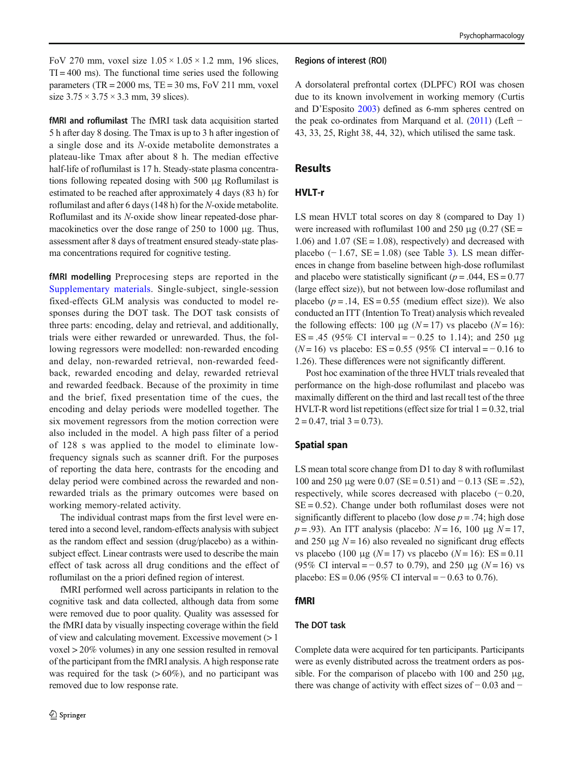FoV 270 mm, voxel size 1.05 × 1.05 × 1.2 mm, 196 slices, TI = 400 ms). The functional time series used the following parameters (TR = 2000 ms, TE = 30 ms, FoV 211 mm, voxel size 3.75 × 3.75 × 3.3 mm, 39 slices).

**fMRI and roflumilast** The fMRI task data acquisition started 5 h after day 8 dosing. The Tmax is up to 3 h after ingestion of a single dose and its *N*-oxide metabolite demonstrates a plateau-like Tmax after about 8 h. The median effective half-life of roflumilast is 17 h. Steady-state plasma concentrations following repeated dosing with 500 μg Roflumilast is estimated to be reached after approximately 4 days (83 h) for roflumilast and after 6 days (148 h) for the *N*-oxide metabolite. Roflumilast and its *N*-oxide show linear repeated-dose pharmacokinetics over the dose range of 250 to 1000 μg. Thus, assessment after 8 days of treatment ensured steady-state plasma concentrations required for cognitive testing.

**fMRI modelling** Preprocesing steps are reported in the Supplementary materials. Single-subject, single-session fixed-effects GLM analysis was conducted to model responses during the DOT task. The DOT task consists of three parts: encoding, delay and retrieval, and additionally, trials were either rewarded or unrewarded. Thus, the following regressors were modelled: non-rewarded encoding and delay, non-rewarded retrieval, non-rewarded feedback, rewarded encoding and delay, rewarded retrieval and rewarded feedback. Because of the proximity in time and the brief, fixed presentation time of the cues, the encoding and delay periods were modelled together. The six movement regressors from the motion correction were also included in the model. A high pass filter of a period of 128 s was applied to the model to eliminate low-frequency signals such as scanner drift. For the purposes of reporting the data here, contrasts for the encoding and delay period were combined across the rewarded and non-rewarded trials as the primary outcomes were based on working memory-related activity.

The individual contrast maps from the first level were entered into a second level, random-effects analysis with subject as the random effect and session (drug/placebo) as a within-subject effect. Linear contrasts were used to describe the main effect of task across all drug conditions and the effect of roflumilast on the a priori defined region of interest.

fMRI performed well across participants in relation to the cognitive task and data collected, although data from some were removed due to poor quality. Quality was assessed for the fMRI data by visually inspecting coverage within the field of view and calculating movement. Excessive movement (> 1 voxel > 20% volumes) in any one session resulted in removal of the participant from the fMRI analysis. A high response rate was required for the task (> 60%), and no participant was removed due to low response rate.

### Regions of interest (ROI)

A dorsolateral prefrontal cortex (DLPFC) ROI was chosen due to its known involvement in working memory (Curtis and D'Esposito 2003) defined as 6-mm spheres centred on the peak co-ordinates from Marquand et al. (2011) (Left − 43, 33, 25, Right 38, 44, 32), which utilised the same task.

## Results

### HVLT-r

LS mean HVLT total scores on day 8 (compared to Day 1) were increased with roflumilast 100 and 250 μg (0.27 (SE = 1.06) and 1.07 (SE = 1.08), respectively) and decreased with placebo (− 1.67, SE = 1.08) (see Table 3). LS mean differences in change from baseline between high-dose roflumilast and placebo were statistically significant ($p = .044$, ES = 0.77 (large effect size)), but not between low-dose roflumilast and placebo ($p = .14$, ES = 0.55 (medium effect size)). We also conducted an ITT (Intention To Treat) analysis which revealed the following effects: 100 μg ($N = 17$) vs placebo ($N = 16$): ES = .45 (95% CI interval = − 0.25 to 1.14); and 250 μg ($N = 16$) vs placebo: ES = 0.55 (95% CI interval = − 0.16 to 1.26). These differences were not significantly different.

Post hoc examination of the three HVLT trials revealed that performance on the high-dose roflumilast and placebo was maximally different on the third and last recall test of the three HVLT-R word list repetitions (effect size for trial 1 = 0.32, trial 2 = 0.47, trial 3 = 0.73).

### Spatial span

LS mean total score change from D1 to day 8 with roflumilast 100 and 250 μg were 0.07 (SE = 0.51) and − 0.13 (SE = .52), respectively, while scores decreased with placebo (− 0.20, SE = 0.52). Change under both roflumilast doses were not significantly different to placebo (low dose $p = .74$; high dose $p = .93$). An ITT analysis (placebo: $N = 16$, 100 μg $N = 17$, and 250 μg $N = 16$) also revealed no significant drug effects vs placebo (100 μg ($N = 17$) vs placebo ($N = 16$): ES = 0.11 (95% CI interval = − 0.57 to 0.79), and 250 μg ($N = 16$) vs placebo: ES = 0.06 (95% CI interval = − 0.63 to 0.76).

### fMRI

#### The DOT task

Complete data were acquired for ten participants. Participants were as evenly distributed across the treatment orders as possible. For the comparison of placebo with 100 and 250 μg, there was change of activity with effect sizes of − 0.03 and −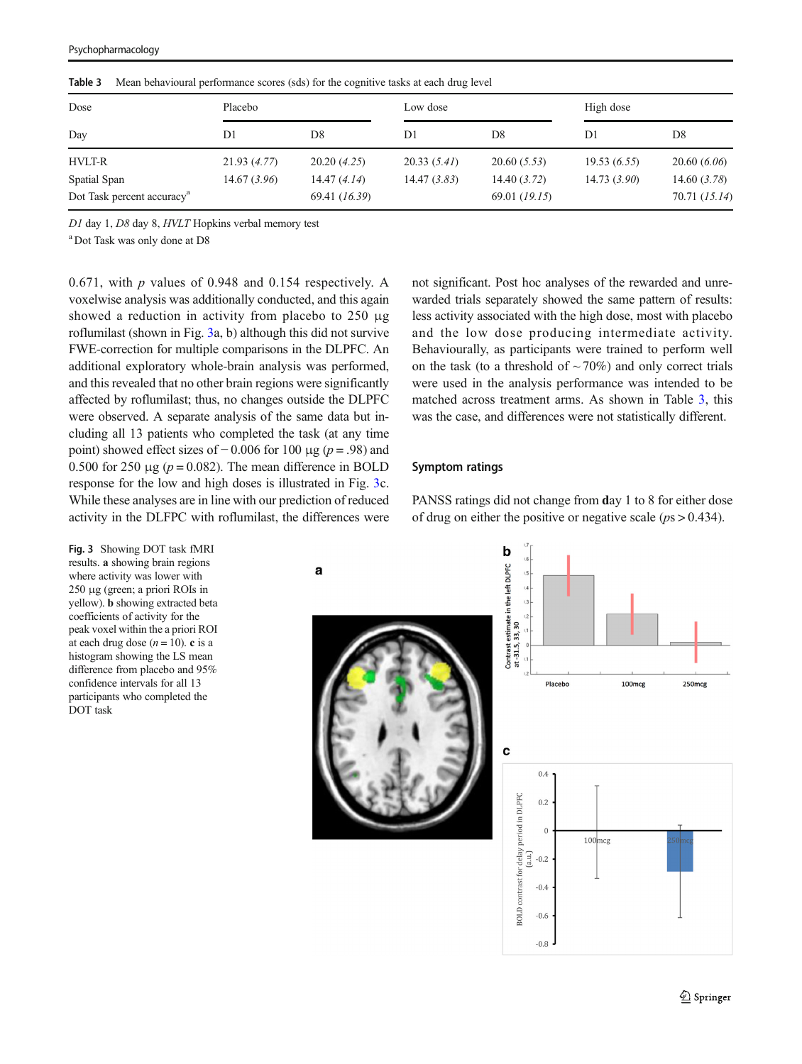**Table 3** Mean behavioural performance scores (sds) for the cognitive tasks at each drug level

| Dose | Placebo | | Low dose | | High dose | |
|---|---|---|---|---|---|---|
| Day | D1 | D8 | D1 | D8 | D1 | D8 |
| HVLT-R | 21.93 (*4.77*) | 20.20 (*4.25*) | 20.33 (*5.41*) | 20.60 (*5.53*) | 19.53 (*6.55*) | 20.60 (*6.06*) |
| Spatial Span | 14.67 (*3.96*) | 14.47 (*4.14*) | 14.47 (*3.83*) | 14.40 (*3.72*) | 14.73 (*3.90*) | 14.60 (*3.78*) |
| Dot Task percent accuracy[a] | | 69.41 (*16.39*) | | 69.01 (*19.15*) | | 70.71 (*15.14*) |

*D1* day 1, *D8* day 8, *HVLT* Hopkins verbal memory test

[a] Dot Task was only done at D8

0.671, with $p$ values of 0.948 and 0.154 respectively. A voxelwise analysis was additionally conducted, and this again showed a reduction in activity from placebo to 250 μg roflumilast (shown in Fig. 3a, b) although this did not survive FWE-correction for multiple comparisons in the DLPFC. An additional exploratory whole-brain analysis was performed, and this revealed that no other brain regions were significantly affected by roflumilast; thus, no changes outside the DLPFC were observed. A separate analysis of the same data but including all 13 patients who completed the task (at any time point) showed effect sizes of −0.006 for 100 μg ($p = .98$) and 0.500 for 250 μg ($p = 0.082$). The mean difference in BOLD response for the low and high doses is illustrated in Fig. 3c. While these analyses are in line with our prediction of reduced activity in the DLPFC with roflumilast, the differences were not significant. Post hoc analyses of the rewarded and unrewarded trials separately showed the same pattern of results: less activity associated with the high dose, most with placebo and the low dose producing intermediate activity. Behaviourally, as participants were trained to perform well on the task (to a threshold of ~70%) and only correct trials were used in the analysis performance was intended to be matched across treatment arms. As shown in Table 3, this was the case, and differences were not statistically different.

## Symptom ratings

PANSS ratings did not change from **d**ay 1 to 8 for either dose of drug on either the positive or negative scale ($ps > 0.434$).

**Fig. 3** Showing DOT task fMRI results. **a** showing brain regions where activity was lower with 250 μg (green; a priori ROIs in yellow). **b** showing extracted beta coefficients of activity for the peak voxel within the a priori ROI at each drug dose ($n = 10$). **c** is a histogram showing the LS mean difference from placebo and 95% confidence intervals for all 13 participants who completed the DOT task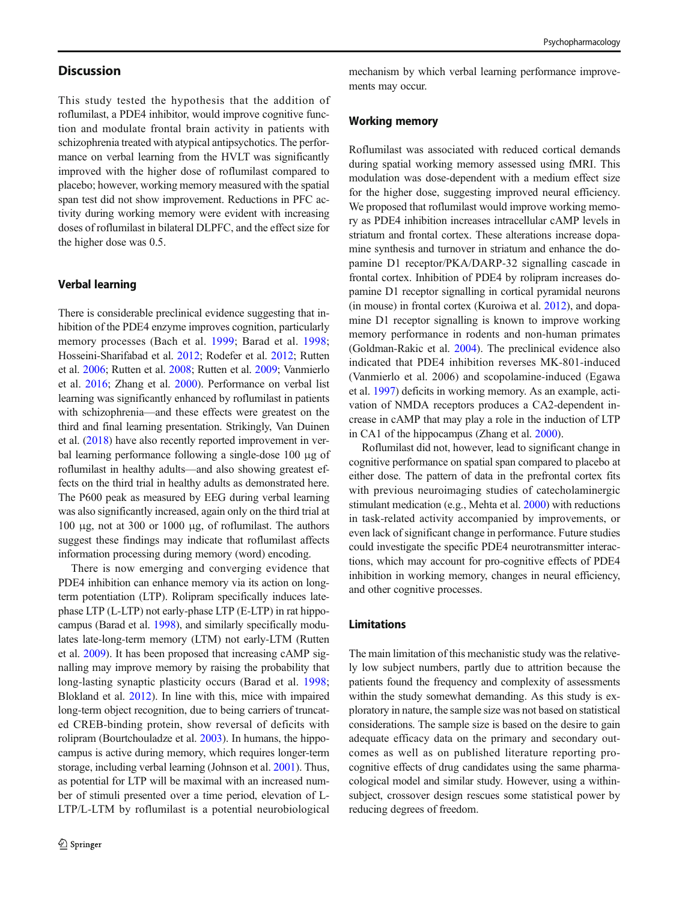## Discussion

This study tested the hypothesis that the addition of roflumilast, a PDE4 inhibitor, would improve cognitive function and modulate frontal brain activity in patients with schizophrenia treated with atypical antipsychotics. The performance on verbal learning from the HVLT was significantly improved with the higher dose of roflumilast compared to placebo; however, working memory measured with the spatial span test did not show improvement. Reductions in PFC activity during working memory were evident with increasing doses of roflumilast in bilateral DLPFC, and the effect size for the higher dose was 0.5.

### Verbal learning

There is considerable preclinical evidence suggesting that inhibition of the PDE4 enzyme improves cognition, particularly memory processes (Bach et al. 1999; Barad et al. 1998; Hosseini-Sharifabad et al. 2012; Rodefer et al. 2012; Rutten et al. 2006; Rutten et al. 2008; Rutten et al. 2009; Vanmierlo et al. 2016; Zhang et al. 2000). Performance on verbal list learning was significantly enhanced by roflumilast in patients with schizophrenia—and these effects were greatest on the third and final learning presentation. Strikingly, Van Duinen et al. (2018) have also recently reported improvement in verbal learning performance following a single-dose 100 μg of roflumilast in healthy adults—and also showing greatest effects on the third trial in healthy adults as demonstrated here. The P600 peak as measured by EEG during verbal learning was also significantly increased, again only on the third trial at 100 μg, not at 300 or 1000 μg, of roflumilast. The authors suggest these findings may indicate that roflumilast affects information processing during memory (word) encoding.

There is now emerging and converging evidence that PDE4 inhibition can enhance memory via its action on long-term potentiation (LTP). Rolipram specifically induces late-phase LTP (L-LTP) not early-phase LTP (E-LTP) in rat hippocampus (Barad et al. 1998), and similarly specifically modulates late-long-term memory (LTM) not early-LTM (Rutten et al. 2009). It has been proposed that increasing cAMP signalling may improve memory by raising the probability that long-lasting synaptic plasticity occurs (Barad et al. 1998; Blokland et al. 2012). In line with this, mice with impaired long-term object recognition, due to being carriers of truncated CREB-binding protein, show reversal of deficits with rolipram (Bourtchouladze et al. 2003). In humans, the hippocampus is active during memory, which requires longer-term storage, including verbal learning (Johnson et al. 2001). Thus, as potential for LTP will be maximal with an increased number of stimuli presented over a time period, elevation of L-LTP/L-LTM by roflumilast is a potential neurobiological mechanism by which verbal learning performance improvements may occur.

### Working memory

Roflumilast was associated with reduced cortical demands during spatial working memory assessed using fMRI. This modulation was dose-dependent with a medium effect size for the higher dose, suggesting improved neural efficiency. We proposed that roflumilast would improve working memory as PDE4 inhibition increases intracellular cAMP levels in striatum and frontal cortex. These alterations increase dopamine synthesis and turnover in striatum and enhance the dopamine D1 receptor/PKA/DARP-32 signalling cascade in frontal cortex. Inhibition of PDE4 by rolipram increases dopamine D1 receptor signalling in cortical pyramidal neurons (in mouse) in frontal cortex (Kuroiwa et al. 2012), and dopamine D1 receptor signalling is known to improve working memory performance in rodents and non-human primates (Goldman-Rakic et al. 2004). The preclinical evidence also indicated that PDE4 inhibition reverses MK-801-induced (Vanmierlo et al. 2006) and scopolamine-induced (Egawa et al. 1997) deficits in working memory. As an example, activation of NMDA receptors produces a CA2-dependent increase in cAMP that may play a role in the induction of LTP in CA1 of the hippocampus (Zhang et al. 2000).

Roflumilast did not, however, lead to significant change in cognitive performance on spatial span compared to placebo at either dose. The pattern of data in the prefrontal cortex fits with previous neuroimaging studies of catecholaminergic stimulant medication (e.g., Mehta et al. 2000) with reductions in task-related activity accompanied by improvements, or even lack of significant change in performance. Future studies could investigate the specific PDE4 neurotransmitter interactions, which may account for pro-cognitive effects of PDE4 inhibition in working memory, changes in neural efficiency, and other cognitive processes.

### Limitations

The main limitation of this mechanistic study was the relatively low subject numbers, partly due to attrition because the patients found the frequency and complexity of assessments within the study somewhat demanding. As this study is exploratory in nature, the sample size was not based on statistical considerations. The sample size is based on the desire to gain adequate efficacy data on the primary and secondary outcomes as well as on published literature reporting pro-cognitive effects of drug candidates using the same pharmacological model and similar study. However, using a within-subject, crossover design rescues some statistical power by reducing degrees of freedom.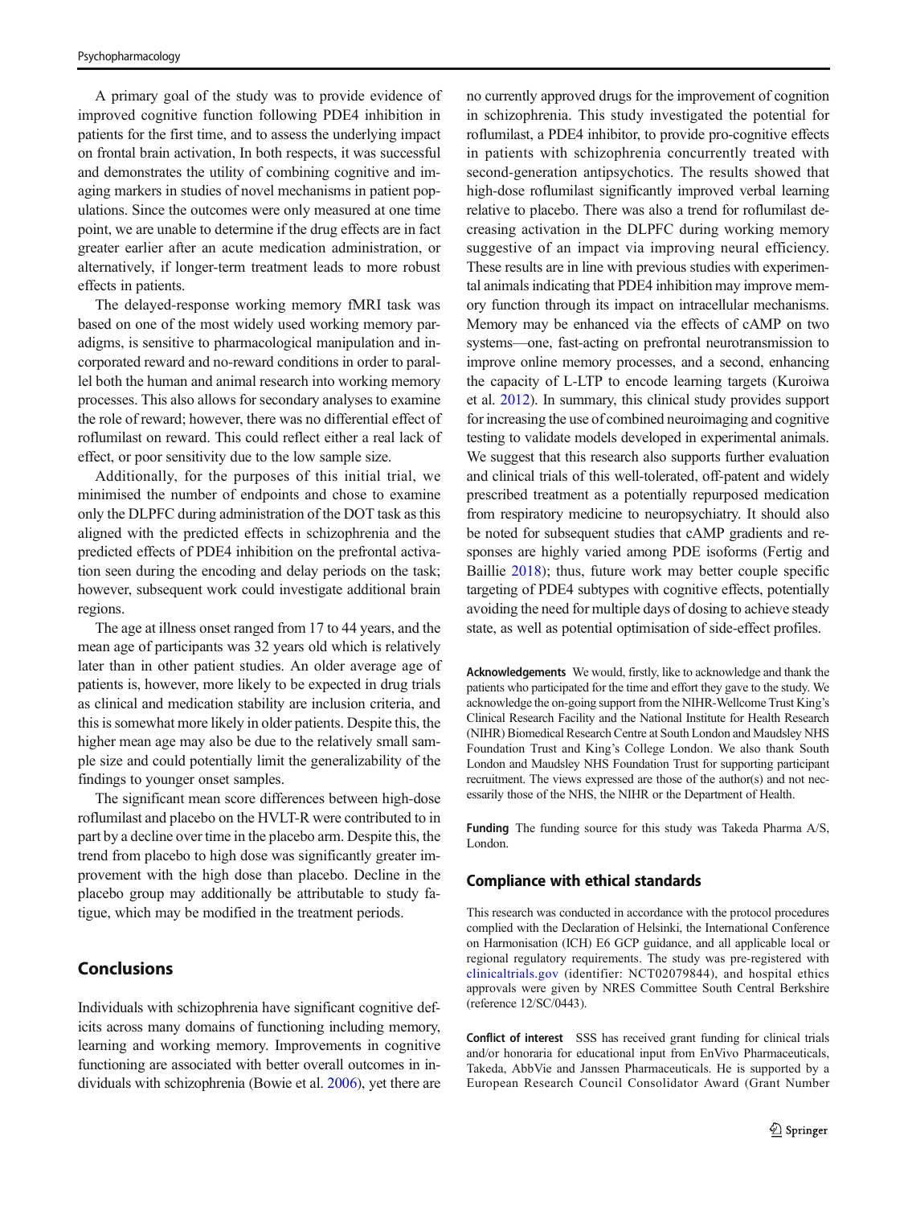A primary goal of the study was to provide evidence of improved cognitive function following PDE4 inhibition in patients for the first time, and to assess the underlying impact on frontal brain activation, In both respects, it was successful and demonstrates the utility of combining cognitive and imaging markers in studies of novel mechanisms in patient populations. Since the outcomes were only measured at one time point, we are unable to determine if the drug effects are in fact greater earlier after an acute medication administration, or alternatively, if longer-term treatment leads to more robust effects in patients.

The delayed-response working memory fMRI task was based on one of the most widely used working memory paradigms, is sensitive to pharmacological manipulation and incorporated reward and no-reward conditions in order to parallel both the human and animal research into working memory processes. This also allows for secondary analyses to examine the role of reward; however, there was no differential effect of roflumilast on reward. This could reflect either a real lack of effect, or poor sensitivity due to the low sample size.

Additionally, for the purposes of this initial trial, we minimised the number of endpoints and chose to examine only the DLPFC during administration of the DOT task as this aligned with the predicted effects in schizophrenia and the predicted effects of PDE4 inhibition on the prefrontal activation seen during the encoding and delay periods on the task; however, subsequent work could investigate additional brain regions.

The age at illness onset ranged from 17 to 44 years, and the mean age of participants was 32 years old which is relatively later than in other patient studies. An older average age of patients is, however, more likely to be expected in drug trials as clinical and medication stability are inclusion criteria, and this is somewhat more likely in older patients. Despite this, the higher mean age may also be due to the relatively small sample size and could potentially limit the generalizability of the findings to younger onset samples.

The significant mean score differences between high-dose roflumilast and placebo on the HVLT-R were contributed to in part by a decline over time in the placebo arm. Despite this, the trend from placebo to high dose was significantly greater improvement with the high dose than placebo. Decline in the placebo group may additionally be attributable to study fatigue, which may be modified in the treatment periods.

## Conclusions

Individuals with schizophrenia have significant cognitive deficits across many domains of functioning including memory, learning and working memory. Improvements in cognitive functioning are associated with better overall outcomes in individuals with schizophrenia (Bowie et al. 2006), yet there are no currently approved drugs for the improvement of cognition in schizophrenia. This study investigated the potential for roflumilast, a PDE4 inhibitor, to provide pro-cognitive effects in patients with schizophrenia concurrently treated with second-generation antipsychotics. The results showed that high-dose roflumilast significantly improved verbal learning relative to placebo. There was also a trend for roflumilast decreasing activation in the DLPFC during working memory suggestive of an impact via improving neural efficiency. These results are in line with previous studies with experimental animals indicating that PDE4 inhibition may improve memory function through its impact on intracellular mechanisms. Memory may be enhanced via the effects of cAMP on two systems—one, fast-acting on prefrontal neurotransmission to improve online memory processes, and a second, enhancing the capacity of L-LTP to encode learning targets (Kuroiwa et al. 2012). In summary, this clinical study provides support for increasing the use of combined neuroimaging and cognitive testing to validate models developed in experimental animals. We suggest that this research also supports further evaluation and clinical trials of this well-tolerated, off-patent and widely prescribed treatment as a potentially repurposed medication from respiratory medicine to neuropsychiatry. It should also be noted for subsequent studies that cAMP gradients and responses are highly varied among PDE isoforms (Fertig and Baillie 2018); thus, future work may better couple specific targeting of PDE4 subtypes with cognitive effects, potentially avoiding the need for multiple days of dosing to achieve steady state, as well as potential optimisation of side-effect profiles.

**Acknowledgements** We would, firstly, like to acknowledge and thank the patients who participated for the time and effort they gave to the study. We acknowledge the on-going support from the NIHR-Wellcome Trust King's Clinical Research Facility and the National Institute for Health Research (NIHR) Biomedical Research Centre at South London and Maudsley NHS Foundation Trust and King's College London. We also thank South London and Maudsley NHS Foundation Trust for supporting participant recruitment. The views expressed are those of the author(s) and not necessarily those of the NHS, the NIHR or the Department of Health.

**Funding** The funding source for this study was Takeda Pharma A/S, London.

## Compliance with ethical standards

This research was conducted in accordance with the protocol procedures complied with the Declaration of Helsinki, the International Conference on Harmonisation (ICH) E6 GCP guidance, and all applicable local or regional regulatory requirements. The study was pre-registered with clinicaltrials.gov (identifier: NCT02079844), and hospital ethics approvals were given by NRES Committee South Central Berkshire (reference 12/SC/0443).

**Conflict of interest** SSS has received grant funding for clinical trials and/or honoraria for educational input from EnVivo Pharmaceuticals, Takeda, AbbVie and Janssen Pharmaceuticals. He is supported by a European Research Council Consolidator Award (Grant Number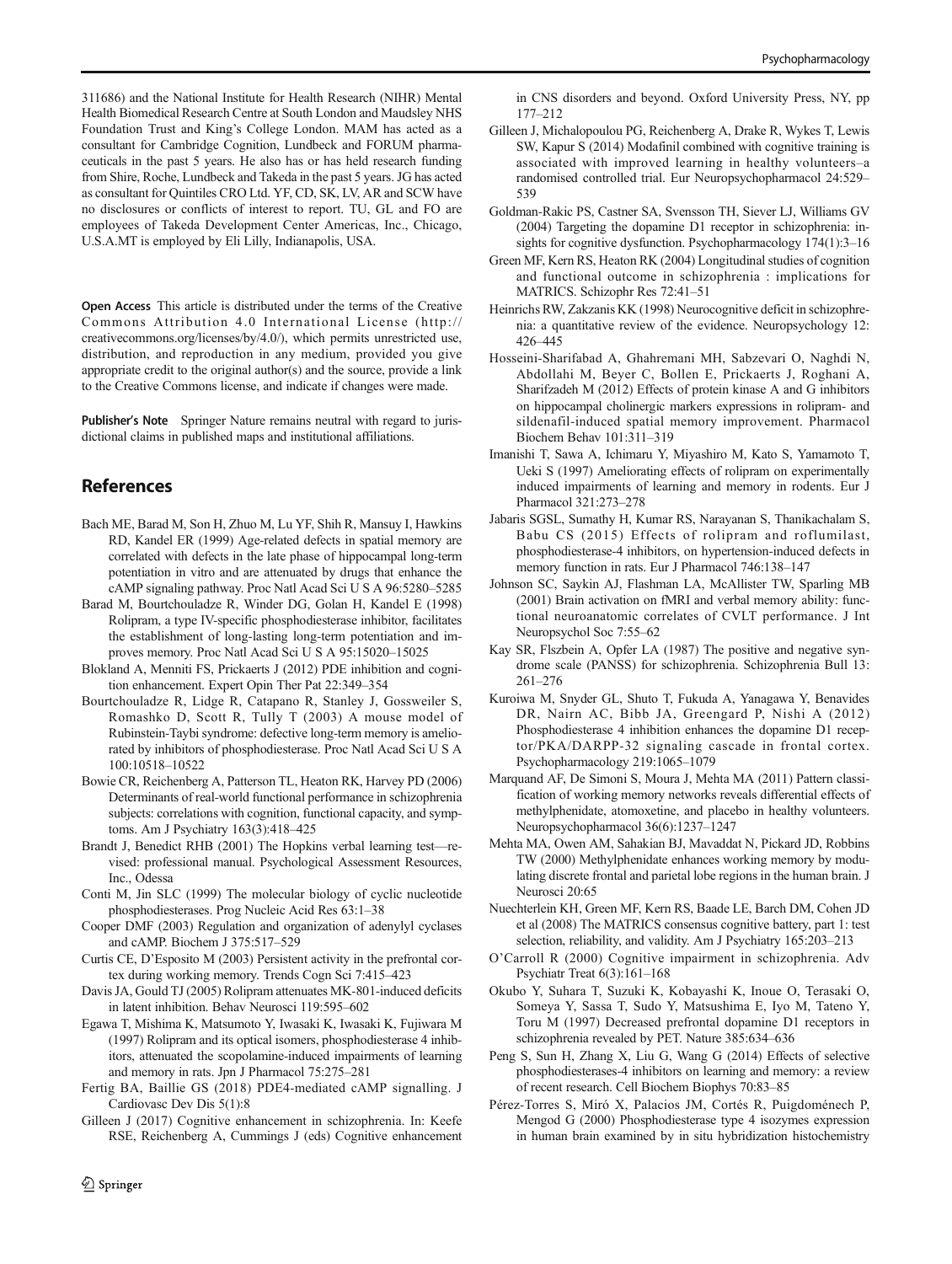311686) and the National Institute for Health Research (NIHR) Mental Health Biomedical Research Centre at South London and Maudsley NHS Foundation Trust and King's College London. MAM has acted as a consultant for Cambridge Cognition, Lundbeck and FORUM pharmaceuticals in the past 5 years. He also has or has held research funding from Shire, Roche, Lundbeck and Takeda in the past 5 years. JG has acted as consultant for Quintiles CRO Ltd. YF, CD, SK, LV, AR and SCW have no disclosures or conflicts of interest to report. TU, GL and FO are employees of Takeda Development Center Americas, Inc., Chicago, U.S.A.MT is employed by Eli Lilly, Indianapolis, USA.

**Open Access** This article is distributed under the terms of the Creative Commons Attribution 4.0 International License (http://creativecommons.org/licenses/by/4.0/), which permits unrestricted use, distribution, and reproduction in any medium, provided you give appropriate credit to the original author(s) and the source, provide a link to the Creative Commons license, and indicate if changes were made.

**Publisher's Note** Springer Nature remains neutral with regard to jurisdictional claims in published maps and institutional affiliations.

## References

Bach ME, Barad M, Son H, Zhuo M, Lu YF, Shih R, Mansuy I, Hawkins RD, Kandel ER (1999) Age-related defects in spatial memory are correlated with defects in the late phase of hippocampal long-term potentiation in vitro and are attenuated by drugs that enhance the cAMP signaling pathway. Proc Natl Acad Sci U S A 96:5280–5285

Barad M, Bourtchouladze R, Winder DG, Golan H, Kandel E (1998) Rolipram, a type IV-specific phosphodiesterase inhibitor, facilitates the establishment of long-lasting long-term potentiation and improves memory. Proc Natl Acad Sci U S A 95:15020–15025

Blokland A, Menniti FS, Prickaerts J (2012) PDE inhibition and cognition enhancement. Expert Opin Ther Pat 22:349–354

Bourtchouladze R, Lidge R, Catapano R, Stanley J, Gossweiler S, Romashko D, Scott R, Tully T (2003) A mouse model of Rubinstein-Taybi syndrome: defective long-term memory is ameliorated by inhibitors of phosphodiesterase. Proc Natl Acad Sci U S A 100:10518–10522

Bowie CR, Reichenberg A, Patterson TL, Heaton RK, Harvey PD (2006) Determinants of real-world functional performance in schizophrenia subjects: correlations with cognition, functional capacity, and symptoms. Am J Psychiatry 163(3):418–425

Brandt J, Benedict RHB (2001) The Hopkins verbal learning test—revised: professional manual. Psychological Assessment Resources, Inc., Odessa

Conti M, Jin SLC (1999) The molecular biology of cyclic nucleotide phosphodiesterases. Prog Nucleic Acid Res 63:1–38

Cooper DMF (2003) Regulation and organization of adenylyl cyclases and cAMP. Biochem J 375:517–529

Curtis CE, D'Esposito M (2003) Persistent activity in the prefrontal cortex during working memory. Trends Cogn Sci 7:415–423

Davis JA, Gould TJ (2005) Rolipram attenuates MK-801-induced deficits in latent inhibition. Behav Neurosci 119:595–602

Egawa T, Mishima K, Matsumoto Y, Iwasaki K, Iwasaki K, Fujiwara M (1997) Rolipram and its optical isomers, phosphodiesterase 4 inhibitors, attenuated the scopolamine-induced impairments of learning and memory in rats. Jpn J Pharmacol 75:275–281

Fertig BA, Baillie GS (2018) PDE4-mediated cAMP signalling. J Cardiovasc Dev Dis 5(1):8

Gilleen J (2017) Cognitive enhancement in schizophrenia. In: Keefe RSE, Reichenberg A, Cummings J (eds) Cognitive enhancement in CNS disorders and beyond. Oxford University Press, NY, pp 177–212

Gilleen J, Michalopoulou PG, Reichenberg A, Drake R, Wykes T, Lewis SW, Kapur S (2014) Modafinil combined with cognitive training is associated with improved learning in healthy volunteers–a randomised controlled trial. Eur Neuropsychopharmacol 24:529–539

Goldman-Rakic PS, Castner SA, Svensson TH, Siever LJ, Williams GV (2004) Targeting the dopamine D1 receptor in schizophrenia: insights for cognitive dysfunction. Psychopharmacology 174(1):3–16

Green MF, Kern RS, Heaton RK (2004) Longitudinal studies of cognition and functional outcome in schizophrenia : implications for MATRICS. Schizophr Res 72:41–51

Heinrichs RW, Zakzanis KK (1998) Neurocognitive deficit in schizophrenia: a quantitative review of the evidence. Neuropsychology 12: 426–445

Hosseini-Sharifabad A, Ghahremani MH, Sabzevari O, Naghdi N, Abdollahi M, Beyer C, Bollen E, Prickaerts J, Roghani A, Sharifzadeh M (2012) Effects of protein kinase A and G inhibitors on hippocampal cholinergic markers expressions in rolipram- and sildenafil-induced spatial memory improvement. Pharmacol Biochem Behav 101:311–319

Imanishi T, Sawa A, Ichimaru Y, Miyashiro M, Kato S, Yamamoto T, Ueki S (1997) Ameliorating effects of rolipram on experimentally induced impairments of learning and memory in rodents. Eur J Pharmacol 321:273–278

Jabaris SGSL, Sumathy H, Kumar RS, Narayanan S, Thanikachalam S, Babu CS (2015) Effects of rolipram and roflumilast, phosphodiesterase-4 inhibitors, on hypertension-induced defects in memory function in rats. Eur J Pharmacol 746:138–147

Johnson SC, Saykin AJ, Flashman LA, McAllister TW, Sparling MB (2001) Brain activation on fMRI and verbal memory ability: functional neuroanatomic correlates of CVLT performance. J Int Neuropsychol Soc 7:55–62

Kay SR, Flszbein A, Opfer LA (1987) The positive and negative syndrome scale (PANSS) for schizophrenia. Schizophrenia Bull 13: 261–276

Kuroiwa M, Snyder GL, Shuto T, Fukuda A, Yanagawa Y, Benavides DR, Nairn AC, Bibb JA, Greengard P, Nishi A (2012) Phosphodiesterase 4 inhibition enhances the dopamine D1 receptor/PKA/DARPP-32 signaling cascade in frontal cortex. Psychopharmacology 219:1065–1079

Marquand AF, De Simoni S, Moura J, Mehta MA (2011) Pattern classification of working memory networks reveals differential effects of methylphenidate, atomoxetine, and placebo in healthy volunteers. Neuropsychopharmacol 36(6):1237–1247

Mehta MA, Owen AM, Sahakian BJ, Mavaddat N, Pickard JD, Robbins TW (2000) Methylphenidate enhances working memory by modulating discrete frontal and parietal lobe regions in the human brain. J Neurosci 20:65

Nuechterlein KH, Green MF, Kern RS, Baade LE, Barch DM, Cohen JD et al (2008) The MATRICS consensus cognitive battery, part 1: test selection, reliability, and validity. Am J Psychiatry 165:203–213

O'Carroll R (2000) Cognitive impairment in schizophrenia. Adv Psychiatr Treat 6(3):161–168

Okubo Y, Suhara T, Suzuki K, Kobayashi K, Inoue O, Terasaki O, Someya Y, Sassa T, Sudo Y, Matsushima E, Iyo M, Tateno Y, Toru M (1997) Decreased prefrontal dopamine D1 receptors in schizophrenia revealed by PET. Nature 385:634–636

Peng S, Sun H, Zhang X, Liu G, Wang G (2014) Effects of selective phosphodiesterases-4 inhibitors on learning and memory: a review of recent research. Cell Biochem Biophys 70:83–85

Pérez-Torres S, Miró X, Palacios JM, Cortés R, Puigdoménech P, Mengod G (2000) Phosphodiesterase type 4 isozymes expression in human brain examined by in situ hybridization histochemistry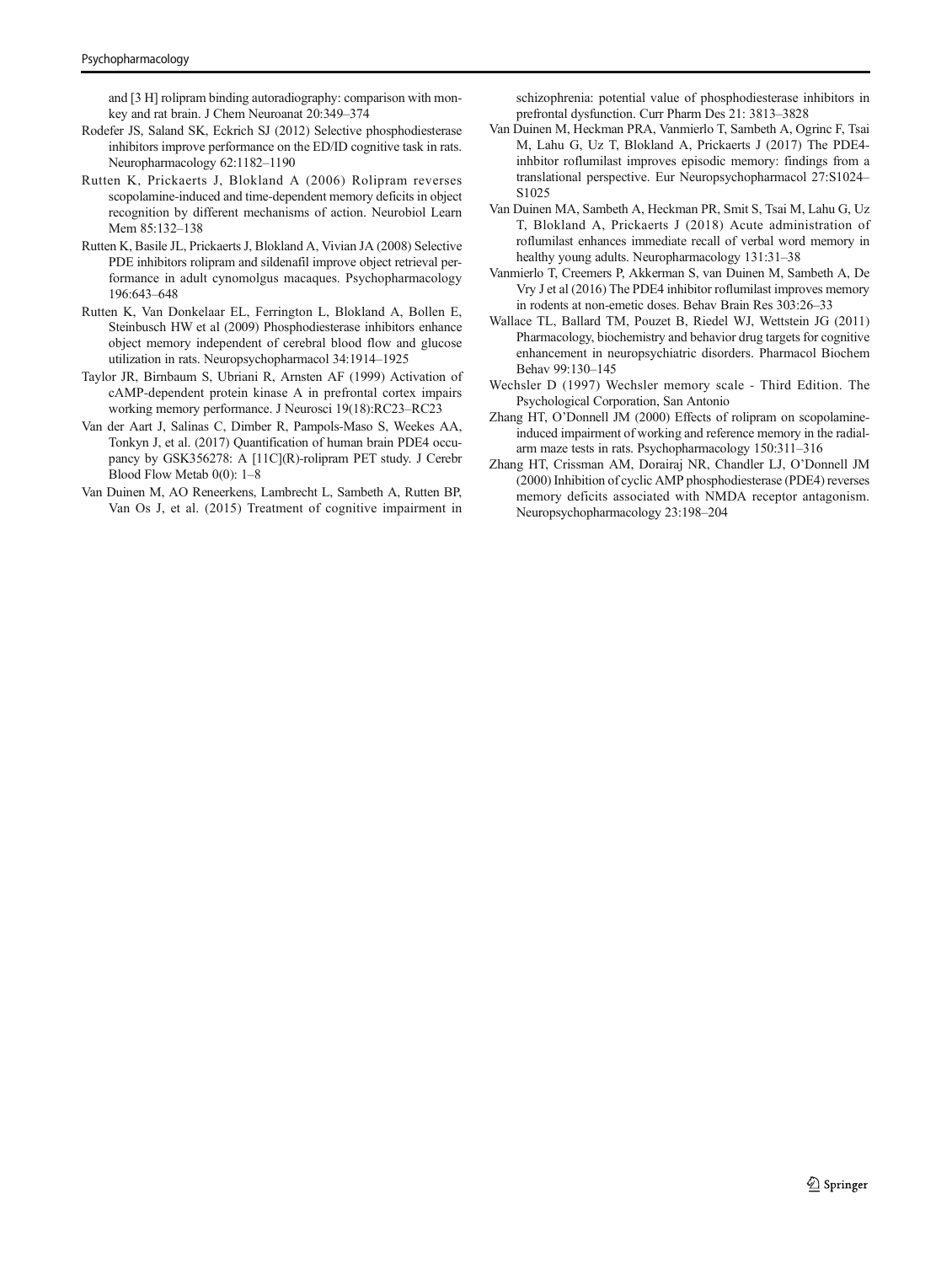and [3 H] rolipram binding autoradiography: comparison with monkey and rat brain. J Chem Neuroanat 20:349–374

Rodefer JS, Saland SK, Eckrich SJ (2012) Selective phosphodiesterase inhibitors improve performance on the ED/ID cognitive task in rats. Neuropharmacology 62:1182–1190

Rutten K, Prickaerts J, Blokland A (2006) Rolipram reverses scopolamine-induced and time-dependent memory deficits in object recognition by different mechanisms of action. Neurobiol Learn Mem 85:132–138

Rutten K, Basile JL, Prickaerts J, Blokland A, Vivian JA (2008) Selective PDE inhibitors rolipram and sildenafil improve object retrieval performance in adult cynomolgus macaques. Psychopharmacology 196:643–648

Rutten K, Van Donkelaar EL, Ferrington L, Blokland A, Bollen E, Steinbusch HW et al (2009) Phosphodiesterase inhibitors enhance object memory independent of cerebral blood flow and glucose utilization in rats. Neuropsychopharmacol 34:1914–1925

Taylor JR, Birnbaum S, Ubriani R, Arnsten AF (1999) Activation of cAMP-dependent protein kinase A in prefrontal cortex impairs working memory performance. J Neurosci 19(18):RC23–RC23

Van der Aart J, Salinas C, Dimber R, Pampols-Maso S, Weekes AA, Tonkyn J, et al. (2017) Quantification of human brain PDE4 occupancy by GSK356278: A [11C](R)-rolipram PET study. J Cerebr Blood Flow Metab 0(0): 1–8

Van Duinen M, AO Reneerkens, Lambrecht L, Sambeth A, Rutten BP, Van Os J, et al. (2015) Treatment of cognitive impairment in schizophrenia: potential value of phosphodiesterase inhibitors in prefrontal dysfunction. Curr Pharm Des 21: 3813–3828

Van Duinen M, Heckman PRA, Vanmierlo T, Sambeth A, Ogrinc F, Tsai M, Lahu G, Uz T, Blokland A, Prickaerts J (2017) The PDE4-inhbitor roflumilast improves episodic memory: findings from a translational perspective. Eur Neuropsychopharmacol 27:S1024–S1025

Van Duinen MA, Sambeth A, Heckman PR, Smit S, Tsai M, Lahu G, Uz T, Blokland A, Prickaerts J (2018) Acute administration of roflumilast enhances immediate recall of verbal word memory in healthy young adults. Neuropharmacology 131:31–38

Vanmierlo T, Creemers P, Akkerman S, van Duinen M, Sambeth A, De Vry J et al (2016) The PDE4 inhibitor roflumilast improves memory in rodents at non-emetic doses. Behav Brain Res 303:26–33

Wallace TL, Ballard TM, Pouzet B, Riedel WJ, Wettstein JG (2011) Pharmacology, biochemistry and behavior drug targets for cognitive enhancement in neuropsychiatric disorders. Pharmacol Biochem Behav 99:130–145

Wechsler D (1997) Wechsler memory scale - Third Edition. The Psychological Corporation, San Antonio

Zhang HT, O'Donnell JM (2000) Effects of rolipram on scopolamine-induced impairment of working and reference memory in the radial-arm maze tests in rats. Psychopharmacology 150:311–316

Zhang HT, Crissman AM, Dorairaj NR, Chandler LJ, O'Donnell JM (2000) Inhibition of cyclic AMP phosphodiesterase (PDE4) reverses memory deficits associated with NMDA receptor antagonism. Neuropsychopharmacology 23:198–204